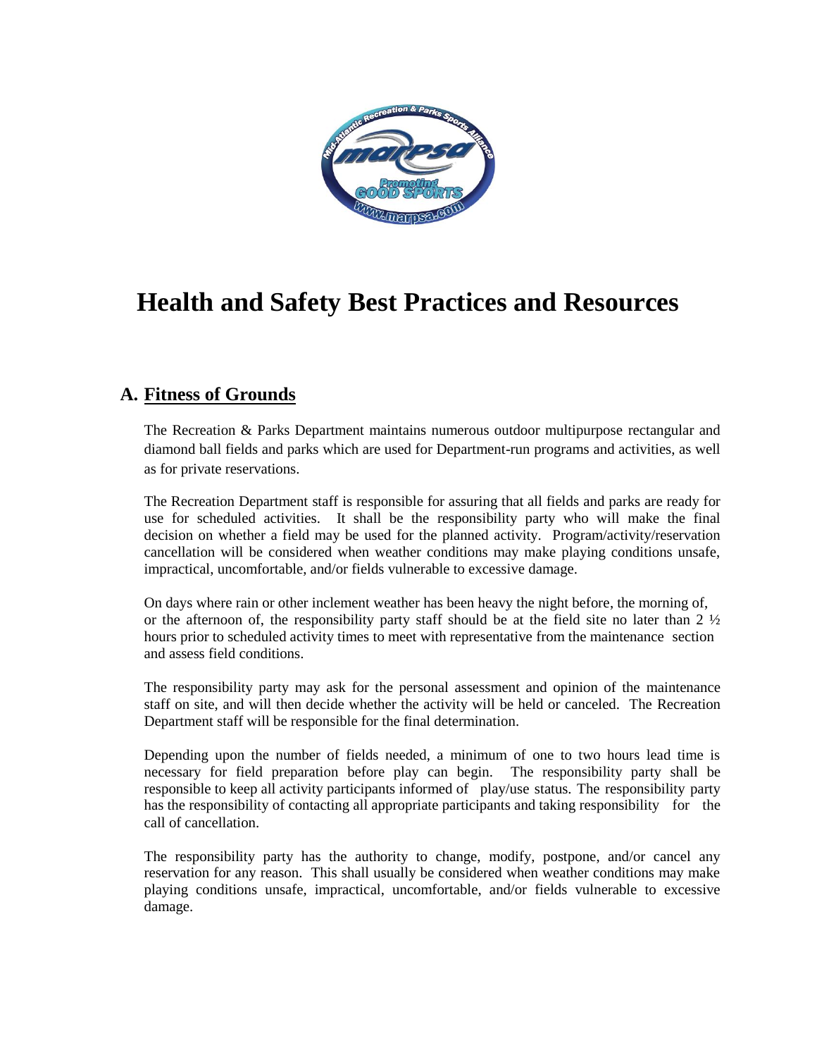# Health and Safety Best Practices and Resources

## A. Fitness of Grounds

The Recreation & Parks Department maintains numerous outdoor multipurpose rectangular and diamond ball fields and parks which are used for Department-run programs and activities, as well as for private reservations.

The Recreation Department staff is responsible for assuring that all fields and parks are ready for use for scheduled activities. It shall be the responsibility party who will make the final decision on whether a field may be used for the planned activity. Program/activity/reservation cancellation will be considered when weather conditions may make playing conditions unsafe, impractical, uncomfortable, and/or fields vulnerable to excessive damage.

On days where rain or other inclement weather has been heavy the night before, the morning of, or the afternoon of, the responsibility party staff should be at the field site no later than 2 ½ hours prior to scheduled activity times to meet with representative from the maintenance section and assess field conditions.

The responsibility party may ask for the personal assessment and opinion of the maintenance staff on site, and will then decide whether the activity will be held or canceled. The Recreation Department staff will be responsible for the final determination.

Depending upon the number of fields needed, a minimum of one to two hours lead time is necessary for field preparation before play can begin. The responsibility party shall be responsible to keep all activity participants informed of play/use status. The responsibility party has the responsibility of contacting all appropriate participants and taking responsibility for the call of cancellation.

The responsibility party has the authority to change, modify, postpone, and/or cancel any reservation for any reason. This shall usually be considered when weather conditions may make playing conditions unsafe, impractical, uncomfortable, and/or fields vulnerable to excessive damage.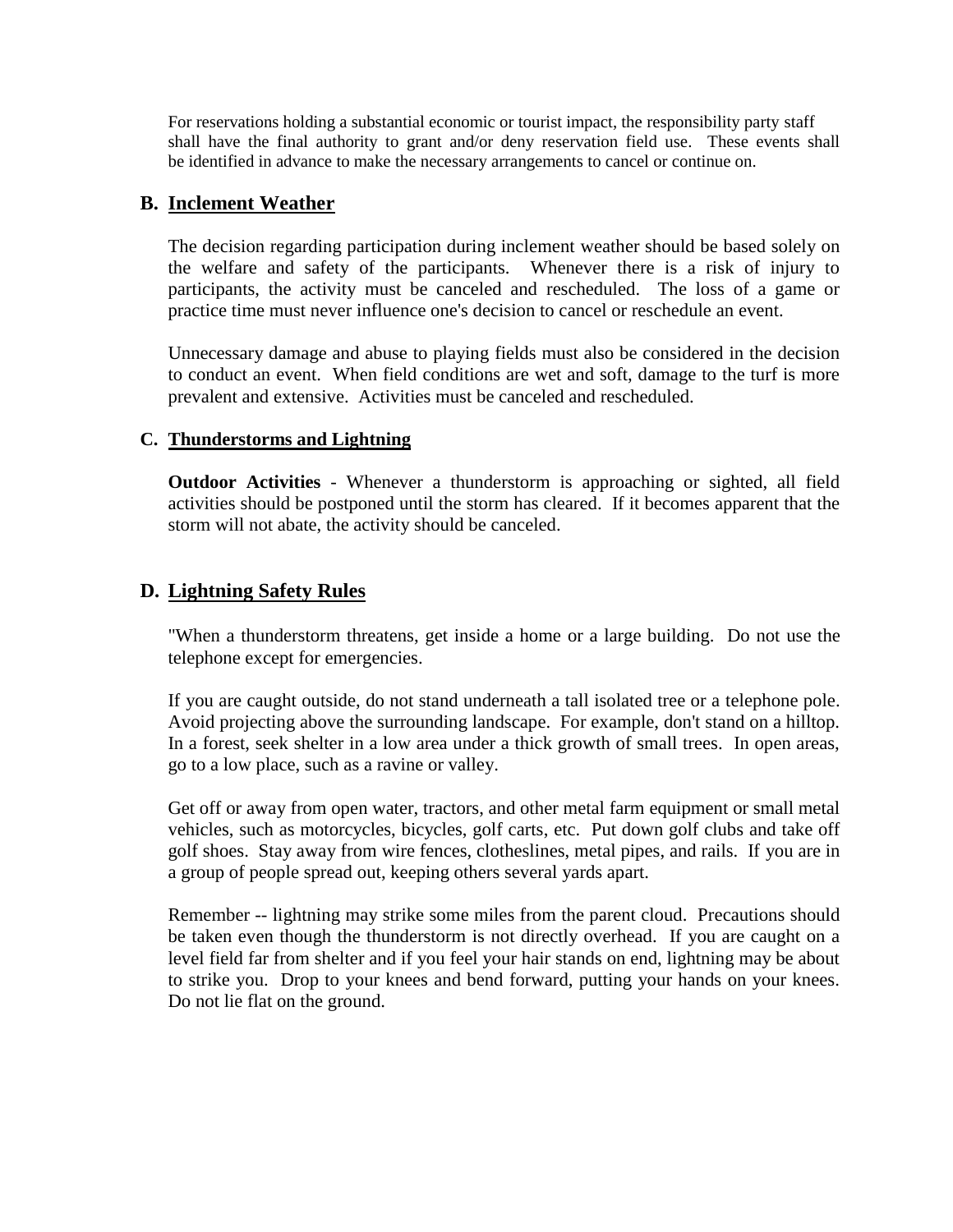For reservations holding a substantial economic or tourist impact, the responsibility party staff shall have the final authority to grant and/or deny reservation field use. These events shall be identified in advance to make the necessary arrangements to cancel or continue on.

## B. Inclement Weather

The decision regarding participation during inclement weather should be based solely on the welfare and safety of the participants. Whenever there is a risk of injury to participants, the activity must be canceled and rescheduled. The loss of a game or practice time must never influence one's decision to cancel or reschedule an event.

Unnecessary damage and abuse to playing fields must also be considered in the decision to conduct an event. When field conditions are wet and soft, damage to the turf is more prevalent and extensive. Activities must be canceled and rescheduled.

## C. Thunderstorms and Lightning

**Outdoor Activities** - Whenever a thunderstorm is approaching or sighted, all field activities should be postponed until the storm has cleared. If it becomes apparent that the storm will not abate, the activity should be canceled.

## D. Lightning Safety Rules

"When a thunderstorm threatens, get inside a home or a large building. Do not use the telephone except for emergencies.

If you are caught outside, do not stand underneath a tall isolated tree or a telephone pole. Avoid projecting above the surrounding landscape. For example, don't stand on a hilltop. In a forest, seek shelter in a low area under a thick growth of small trees. In open areas, go to a low place, such as a ravine or valley.

Get off or away from open water, tractors, and other metal farm equipment or small metal vehicles, such as motorcycles, bicycles, golf carts, etc. Put down golf clubs and take off golf shoes. Stay away from wire fences, clotheslines, metal pipes, and rails. If you are in a group of people spread out, keeping others several yards apart.

Remember -- lightning may strike some miles from the parent cloud. Precautions should be taken even though the thunderstorm is not directly overhead. If you are caught on a level field far from shelter and if you feel your hair stands on end, lightning may be about to strike you. Drop to your knees and bend forward, putting your hands on your knees. Do not lie flat on the ground.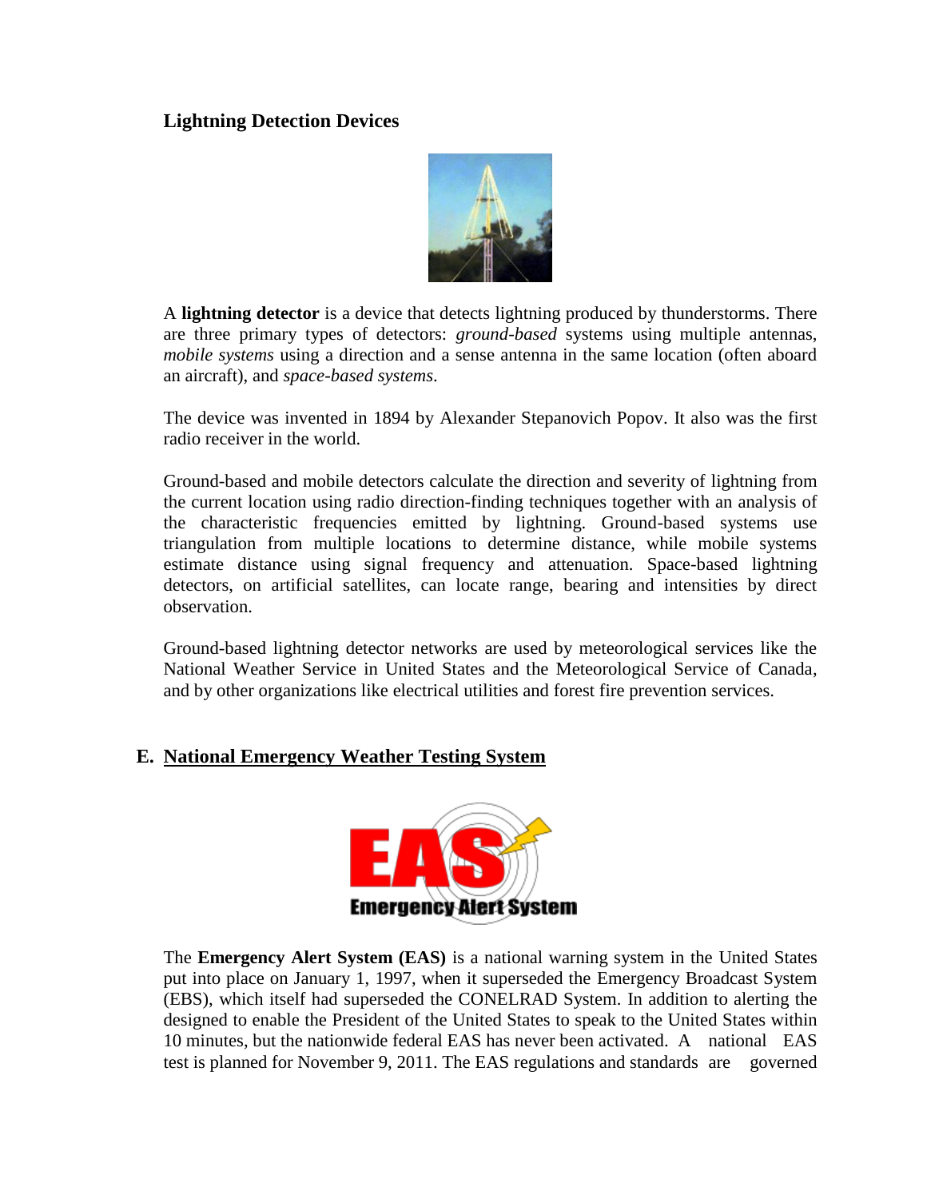### Lightning Detection Devices

A **lightning detector** is a device that detects lightning produced by thunderstorms. There are three primary types of detectors: *ground-based* systems using multiple antennas, *mobile systems* using a direction and a sense antenna in the same location (often aboard an aircraft), and *space-based systems*.

The device was invented in 1894 by Alexander Stepanovich Popov. It also was the first radio receiver in the world.

Ground-based and mobile detectors calculate the direction and severity of lightning from the current location using radio direction-finding techniques together with an analysis of the characteristic frequencies emitted by lightning. Ground-based systems use triangulation from multiple locations to determine distance, while mobile systems estimate distance using signal frequency and attenuation. Space-based lightning detectors, on artificial satellites, can locate range, bearing and intensities by direct observation.

Ground-based lightning detector networks are used by meteorological services like the National Weather Service in United States and the Meteorological Service of Canada, and by other organizations like electrical utilities and forest fire prevention services.

## E. National Emergency Weather Testing System

The **Emergency Alert System (EAS)** is a national warning system in the United States put into place on January 1, 1997, when it superseded the Emergency Broadcast System (EBS), which itself had superseded the CONELRAD System. In addition to alerting the designed to enable the President of the United States to speak to the United States within 10 minutes, but the nationwide federal EAS has never been activated. A national EAS test is planned for November 9, 2011. The EAS regulations and standards are governed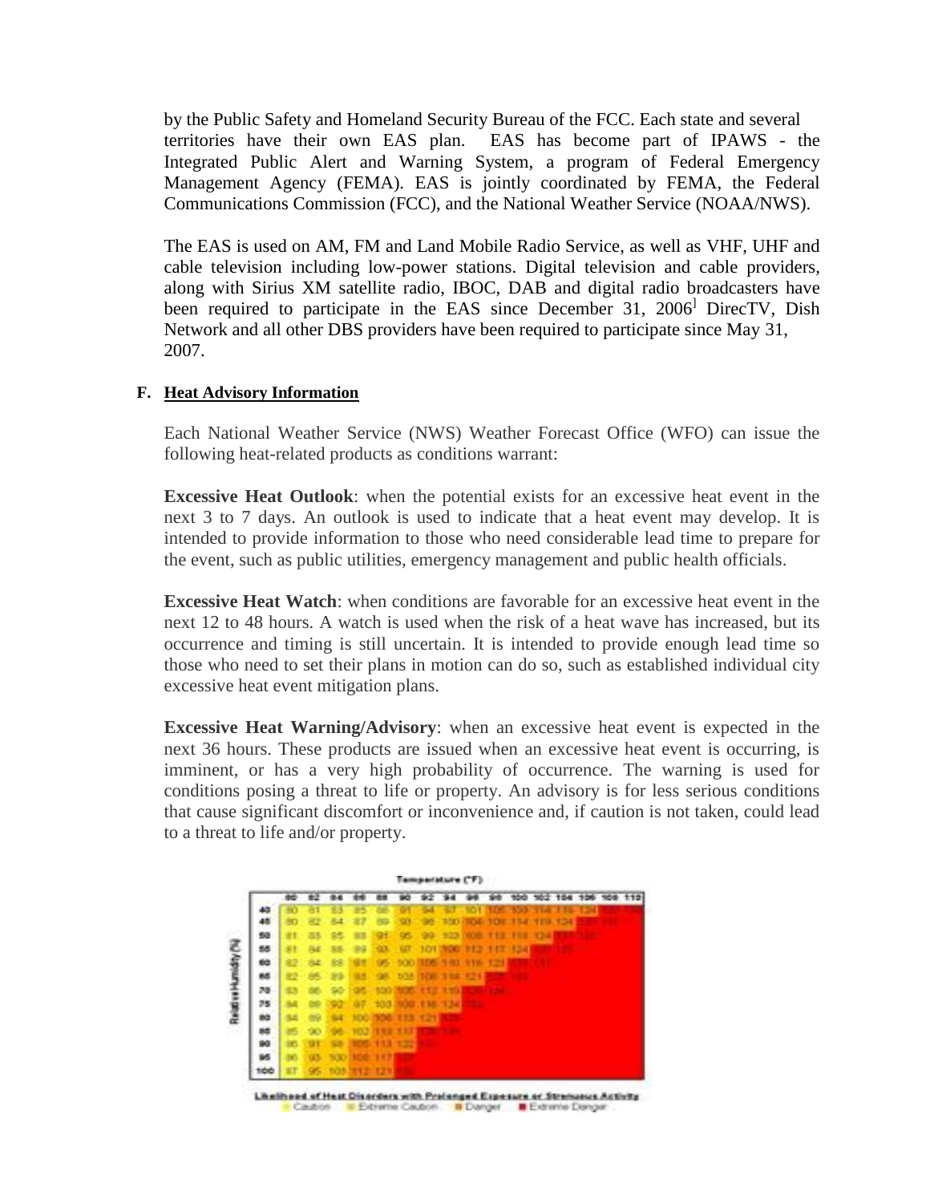by the Public Safety and Homeland Security Bureau of the FCC. Each state and several territories have their own EAS plan. EAS has become part of IPAWS - the Integrated Public Alert and Warning System, a program of Federal Emergency Management Agency (FEMA). EAS is jointly coordinated by FEMA, the Federal Communications Commission (FCC), and the National Weather Service (NOAA/NWS).

The EAS is used on AM, FM and Land Mobile Radio Service, as well as VHF, UHF and cable television including low-power stations. Digital television and cable providers, along with Sirius XM satellite radio, IBOC, DAB and digital radio broadcasters have been required to participate in the EAS since December 31, 2006[] DirecTV, Dish Network and all other DBS providers have been required to participate since May 31, 2007.

### F. Heat Advisory Information

Each National Weather Service (NWS) Weather Forecast Office (WFO) can issue the following heat-related products as conditions warrant:

**Excessive Heat Outlook**: when the potential exists for an excessive heat event in the next 3 to 7 days. An outlook is used to indicate that a heat event may develop. It is intended to provide information to those who need considerable lead time to prepare for the event, such as public utilities, emergency management and public health officials.

**Excessive Heat Watch**: when conditions are favorable for an excessive heat event in the next 12 to 48 hours. A watch is used when the risk of a heat wave has increased, but its occurrence and timing is still uncertain. It is intended to provide enough lead time so those who need to set their plans in motion can do so, such as established individual city excessive heat event mitigation plans.

**Excessive Heat Warning/Advisory**: when an excessive heat event is expected in the next 36 hours. These products are issued when an excessive heat event is occurring, is imminent, or has a very high probability of occurrence. The warning is used for conditions posing a threat to life or property. An advisory is for less serious conditions that cause significant discomfort or inconvenience and, if caution is not taken, could lead to a threat to life and/or property.

Temperature (°F)

| Relative Humidity (%) | 80 | 82 | 84 | 86 | 88 | 90 | 92 | 94 | 96 | 98 | 100 | 102 | 104 | 106 | 108 | 110 |
|---|---|---|---|---|---|---|---|---|---|---|---|---|---|---|---|---|
| 40 | 80 | 81 | 83 | 85 | 88 | 91 | 94 | 97 | 101 | 105 | 109 | 114 | 119 | 124 | 130 | 136 |
| 45 | 80 | 82 | 84 | 87 | 89 | 93 | 96 | 100 | 104 | 109 | 114 | 119 | 124 | 130 | 137 | |
| 50 | 81 | 83 | 85 | 88 | 91 | 95 | 99 | 103 | 108 | 113 | 118 | 124 | 131 | 137 | | |
| 55 | 81 | 84 | 86 | 89 | 93 | 97 | 101 | 106 | 112 | 117 | 124 | 130 | 137 | | | |
| 60 | 82 | 84 | 88 | 91 | 95 | 100 | 105 | 110 | 116 | 123 | 129 | 137 | | | | |
| 65 | 82 | 85 | 89 | 93 | 98 | 103 | 108 | 114 | 121 | 128 | 136 | | | | | |
| 70 | 83 | 86 | 90 | 95 | 100 | 105 | 112 | 119 | 126 | 134 | | | | | | |
| 75 | 84 | 88 | 92 | 97 | 103 | 109 | 116 | 124 | 132 | | | | | | | |
| 80 | 84 | 89 | 94 | 100 | 106 | 113 | 121 | 129 | | | | | | | | |
| 85 | 85 | 90 | 96 | 102 | 110 | 117 | 126 | 135 | | | | | | | | |
| 90 | 86 | 91 | 98 | 105 | 113 | 122 | 131 | | | | | | | | | |
| 95 | 86 | 93 | 100 | 108 | 117 | 127 | | | | | | | | | | |
| 100 | 87 | 95 | 103 | 112 | 121 | 132 | | | | | | | | | | |

Likelihood of Heat Disorders with Prolonged Exposure or Strenuous Activity

Caution | Extreme Caution | Danger | Extreme Danger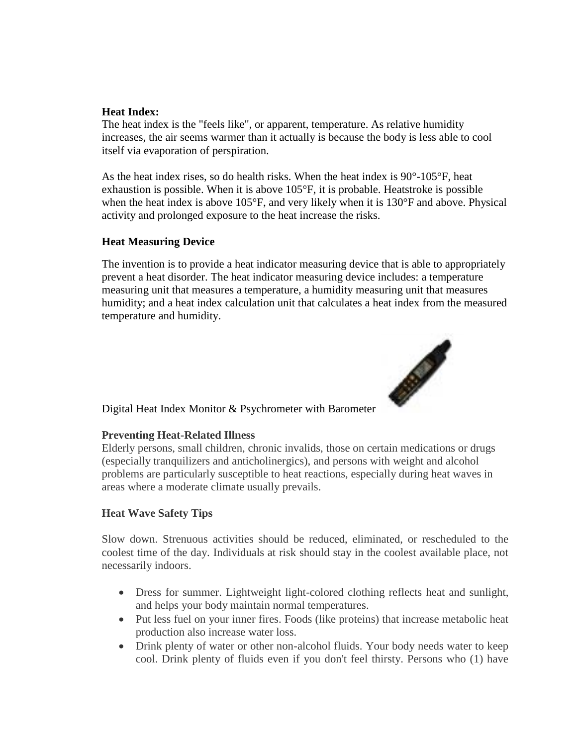**Heat Index:**
The heat index is the "feels like", or apparent, temperature. As relative humidity increases, the air seems warmer than it actually is because the body is less able to cool itself via evaporation of perspiration.

As the heat index rises, so do health risks. When the heat index is 90°-105°F, heat exhaustion is possible. When it is above 105°F, it is probable. Heatstroke is possible when the heat index is above 105°F, and very likely when it is 130°F and above. Physical activity and prolonged exposure to the heat increase the risks.

**Heat Measuring Device**

The invention is to provide a heat indicator measuring device that is able to appropriately prevent a heat disorder. The heat indicator measuring device includes: a temperature measuring unit that measures a temperature, a humidity measuring unit that measures humidity; and a heat index calculation unit that calculates a heat index from the measured temperature and humidity.

Digital Heat Index Monitor & Psychrometer with Barometer

**Preventing Heat-Related Illness**
Elderly persons, small children, chronic invalids, those on certain medications or drugs (especially tranquilizers and anticholinergics), and persons with weight and alcohol problems are particularly susceptible to heat reactions, especially during heat waves in areas where a moderate climate usually prevails.

**Heat Wave Safety Tips**

Slow down. Strenuous activities should be reduced, eliminated, or rescheduled to the coolest time of the day. Individuals at risk should stay in the coolest available place, not necessarily indoors.

- Dress for summer. Lightweight light-colored clothing reflects heat and sunlight, and helps your body maintain normal temperatures.
- Put less fuel on your inner fires. Foods (like proteins) that increase metabolic heat production also increase water loss.
- Drink plenty of water or other non-alcohol fluids. Your body needs water to keep cool. Drink plenty of fluids even if you don't feel thirsty. Persons who (1) have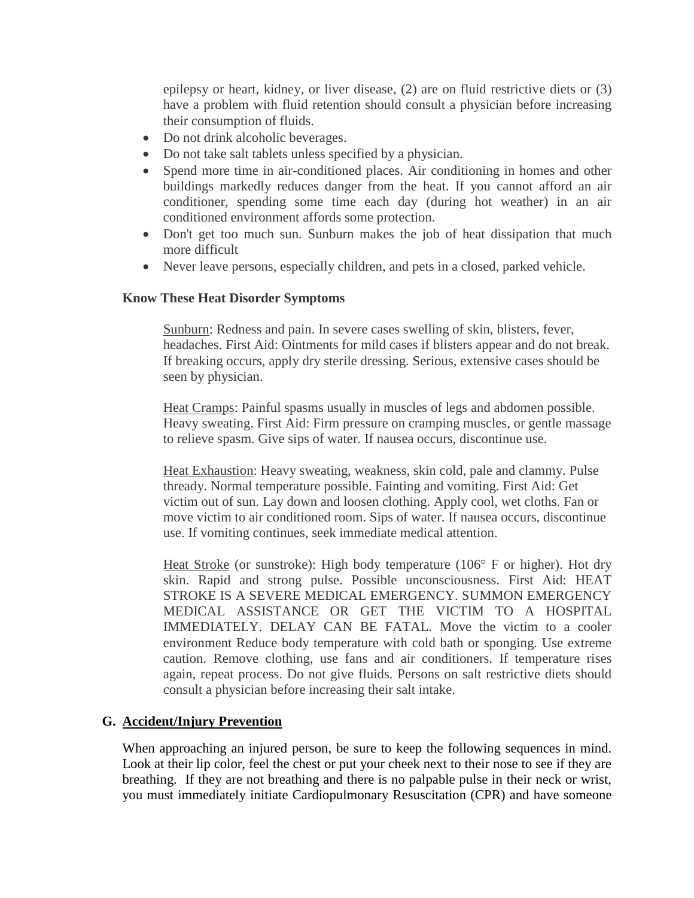epilepsy or heart, kidney, or liver disease, (2) are on fluid restrictive diets or (3) have a problem with fluid retention should consult a physician before increasing their consumption of fluids.

- Do not drink alcoholic beverages.
- Do not take salt tablets unless specified by a physician.
- Spend more time in air-conditioned places. Air conditioning in homes and other buildings markedly reduces danger from the heat. If you cannot afford an air conditioner, spending some time each day (during hot weather) in an air conditioned environment affords some protection.
- Don't get too much sun. Sunburn makes the job of heat dissipation that much more difficult
- Never leave persons, especially children, and pets in a closed, parked vehicle.

**Know These Heat Disorder Symptoms**

Sunburn: Redness and pain. In severe cases swelling of skin, blisters, fever, headaches. First Aid: Ointments for mild cases if blisters appear and do not break. If breaking occurs, apply dry sterile dressing. Serious, extensive cases should be seen by physician.

Heat Cramps: Painful spasms usually in muscles of legs and abdomen possible. Heavy sweating. First Aid: Firm pressure on cramping muscles, or gentle massage to relieve spasm. Give sips of water. If nausea occurs, discontinue use.

Heat Exhaustion: Heavy sweating, weakness, skin cold, pale and clammy. Pulse thready. Normal temperature possible. Fainting and vomiting. First Aid: Get victim out of sun. Lay down and loosen clothing. Apply cool, wet cloths. Fan or move victim to air conditioned room. Sips of water. If nausea occurs, discontinue use. If vomiting continues, seek immediate medical attention.

Heat Stroke (or sunstroke): High body temperature (106° F or higher). Hot dry skin. Rapid and strong pulse. Possible unconsciousness. First Aid: HEAT STROKE IS A SEVERE MEDICAL EMERGENCY. SUMMON EMERGENCY MEDICAL ASSISTANCE OR GET THE VICTIM TO A HOSPITAL IMMEDIATELY. DELAY CAN BE FATAL. Move the victim to a cooler environment Reduce body temperature with cold bath or sponging. Use extreme caution. Remove clothing, use fans and air conditioners. If temperature rises again, repeat process. Do not give fluids. Persons on salt restrictive diets should consult a physician before increasing their salt intake.

## G. Accident/Injury Prevention

When approaching an injured person, be sure to keep the following sequences in mind. Look at their lip color, feel the chest or put your cheek next to their nose to see if they are breathing. If they are not breathing and there is no palpable pulse in their neck or wrist, you must immediately initiate Cardiopulmonary Resuscitation (CPR) and have someone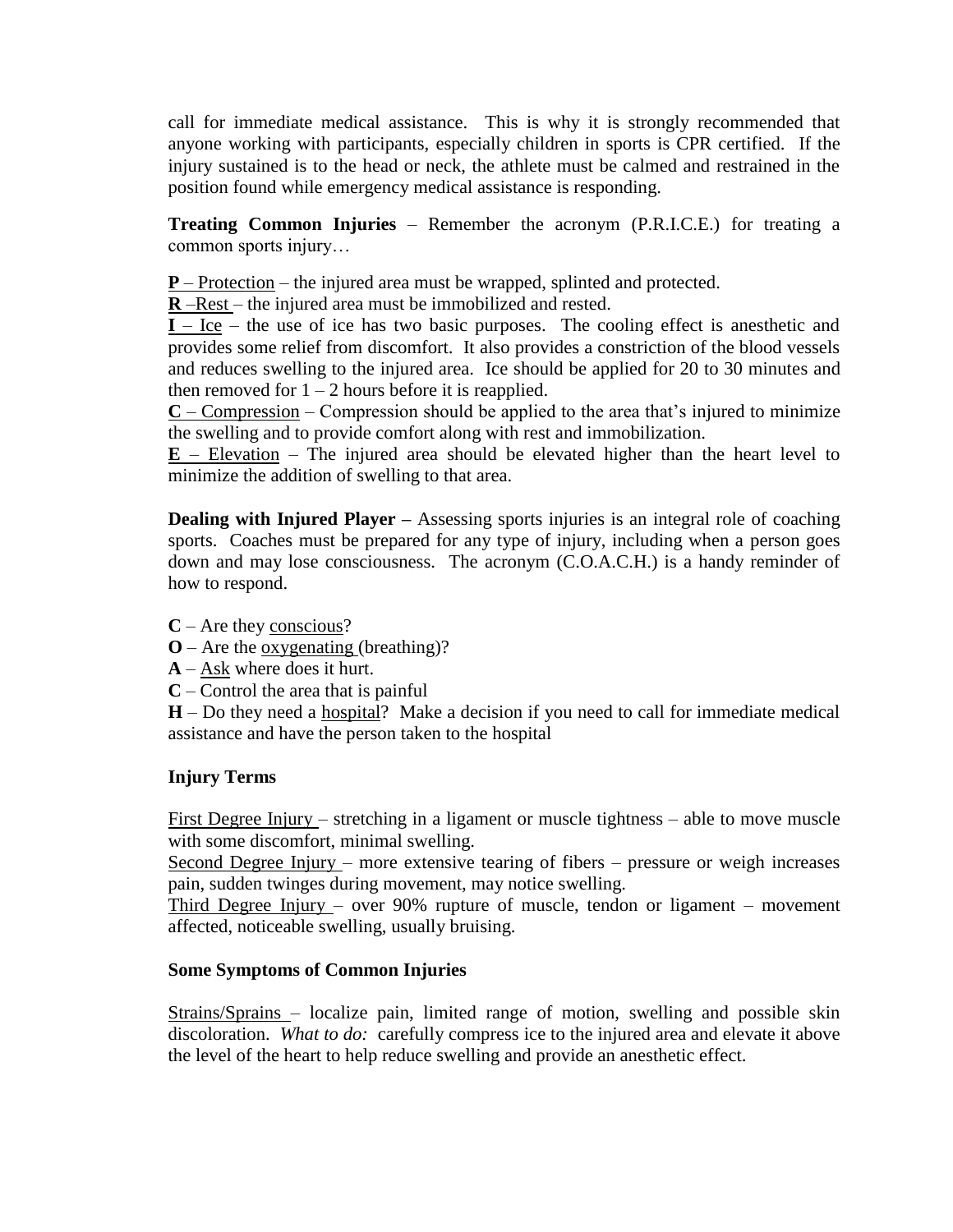call for immediate medical assistance. This is why it is strongly recommended that anyone working with participants, especially children in sports is CPR certified. If the injury sustained is to the head or neck, the athlete must be calmed and restrained in the position found while emergency medical assistance is responding.

**Treating Common Injuries** – Remember the acronym (P.R.I.C.E.) for treating a common sports injury…

**P** – Protection – the injured area must be wrapped, splinted and protected.
**R** –Rest – the injured area must be immobilized and rested.
**I** – Ice – the use of ice has two basic purposes. The cooling effect is anesthetic and provides some relief from discomfort. It also provides a constriction of the blood vessels and reduces swelling to the injured area. Ice should be applied for 20 to 30 minutes and then removed for 1 – 2 hours before it is reapplied.
**C** – Compression – Compression should be applied to the area that's injured to minimize the swelling and to provide comfort along with rest and immobilization.
**E** – Elevation – The injured area should be elevated higher than the heart level to minimize the addition of swelling to that area.

**Dealing with Injured Player –** Assessing sports injuries is an integral role of coaching sports. Coaches must be prepared for any type of injury, including when a person goes down and may lose consciousness. The acronym (C.O.A.C.H.) is a handy reminder of how to respond.

**C** – Are they conscious?
**O** – Are the oxygenating (breathing)?
**A** – Ask where does it hurt.
**C** – Control the area that is painful
**H** – Do they need a hospital? Make a decision if you need to call for immediate medical assistance and have the person taken to the hospital

**Injury Terms**

First Degree Injury – stretching in a ligament or muscle tightness – able to move muscle with some discomfort, minimal swelling.
Second Degree Injury – more extensive tearing of fibers – pressure or weigh increases pain, sudden twinges during movement, may notice swelling.
Third Degree Injury – over 90% rupture of muscle, tendon or ligament – movement affected, noticeable swelling, usually bruising.

**Some Symptoms of Common Injuries**

Strains/Sprains – localize pain, limited range of motion, swelling and possible skin discoloration. *What to do:* carefully compress ice to the injured area and elevate it above the level of the heart to help reduce swelling and provide an anesthetic effect.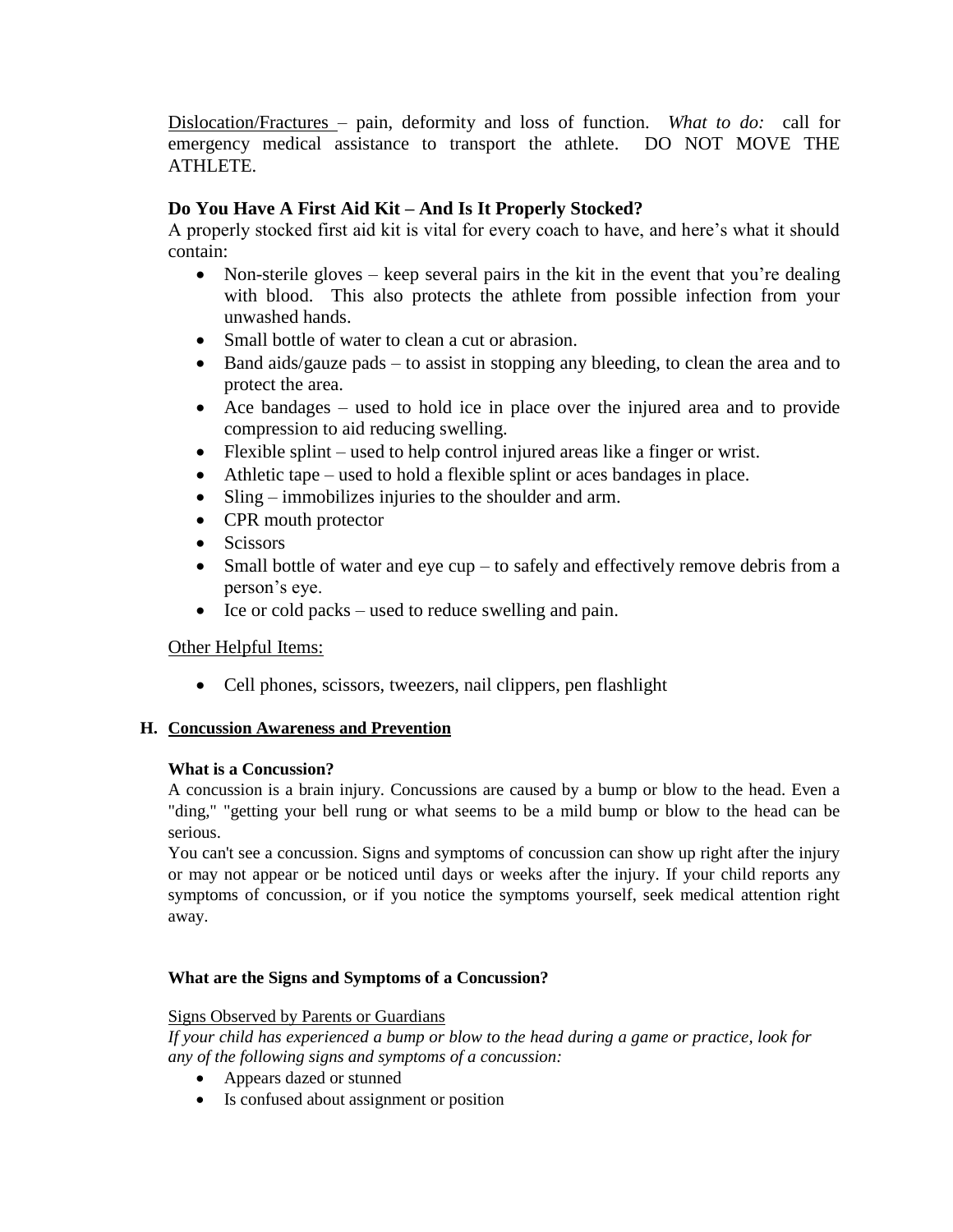Dislocation/Fractures – pain, deformity and loss of function. *What to do:* call for emergency medical assistance to transport the athlete. DO NOT MOVE THE ATHLETE.

**Do You Have A First Aid Kit – And Is It Properly Stocked?**

A properly stocked first aid kit is vital for every coach to have, and here's what it should contain:

- Non-sterile gloves – keep several pairs in the kit in the event that you're dealing with blood. This also protects the athlete from possible infection from your unwashed hands.
- Small bottle of water to clean a cut or abrasion.
- Band aids/gauze pads – to assist in stopping any bleeding, to clean the area and to protect the area.
- Ace bandages – used to hold ice in place over the injured area and to provide compression to aid reducing swelling.
- Flexible splint – used to help control injured areas like a finger or wrist.
- Athletic tape – used to hold a flexible splint or aces bandages in place.
- Sling – immobilizes injuries to the shoulder and arm.
- CPR mouth protector
- Scissors
- Small bottle of water and eye cup – to safely and effectively remove debris from a person's eye.
- Ice or cold packs – used to reduce swelling and pain.

Other Helpful Items:

- Cell phones, scissors, tweezers, nail clippers, pen flashlight

## H. Concussion Awareness and Prevention

**What is a Concussion?**

A concussion is a brain injury. Concussions are caused by a bump or blow to the head. Even a "ding," "getting your bell rung or what seems to be a mild bump or blow to the head can be serious.

You can't see a concussion. Signs and symptoms of concussion can show up right after the injury or may not appear or be noticed until days or weeks after the injury. If your child reports any symptoms of concussion, or if you notice the symptoms yourself, seek medical attention right away.

**What are the Signs and Symptoms of a Concussion?**

Signs Observed by Parents or Guardians

*If your child has experienced a bump or blow to the head during a game or practice, look for any of the following signs and symptoms of a concussion:*

- Appears dazed or stunned
- Is confused about assignment or position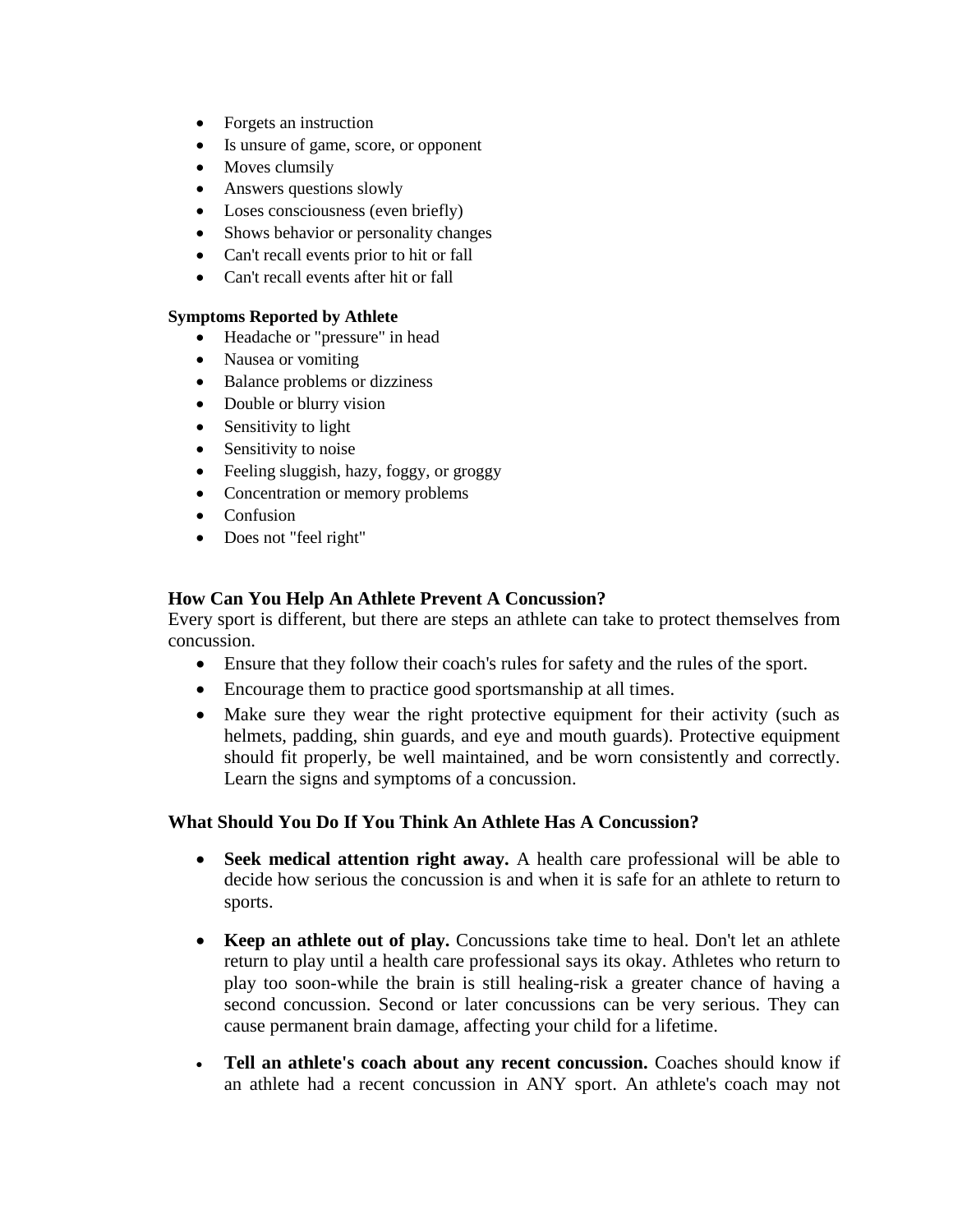- Forgets an instruction
- Is unsure of game, score, or opponent
- Moves clumsily
- Answers questions slowly
- Loses consciousness (even briefly)
- Shows behavior or personality changes
- Can't recall events prior to hit or fall
- Can't recall events after hit or fall

**Symptoms Reported by Athlete**

- Headache or "pressure" in head
- Nausea or vomiting
- Balance problems or dizziness
- Double or blurry vision
- Sensitivity to light
- Sensitivity to noise
- Feeling sluggish, hazy, foggy, or groggy
- Concentration or memory problems
- Confusion
- Does not "feel right"

### How Can You Help An Athlete Prevent A Concussion?

Every sport is different, but there are steps an athlete can take to protect themselves from concussion.

- Ensure that they follow their coach's rules for safety and the rules of the sport.
- Encourage them to practice good sportsmanship at all times.
- Make sure they wear the right protective equipment for their activity (such as helmets, padding, shin guards, and eye and mouth guards). Protective equipment should fit properly, be well maintained, and be worn consistently and correctly. Learn the signs and symptoms of a concussion.

### What Should You Do If You Think An Athlete Has A Concussion?

- **Seek medical attention right away.** A health care professional will be able to decide how serious the concussion is and when it is safe for an athlete to return to sports.
- **Keep an athlete out of play.** Concussions take time to heal. Don't let an athlete return to play until a health care professional says its okay. Athletes who return to play too soon-while the brain is still healing-risk a greater chance of having a second concussion. Second or later concussions can be very serious. They can cause permanent brain damage, affecting your child for a lifetime.
- **Tell an athlete's coach about any recent concussion.** Coaches should know if an athlete had a recent concussion in ANY sport. An athlete's coach may not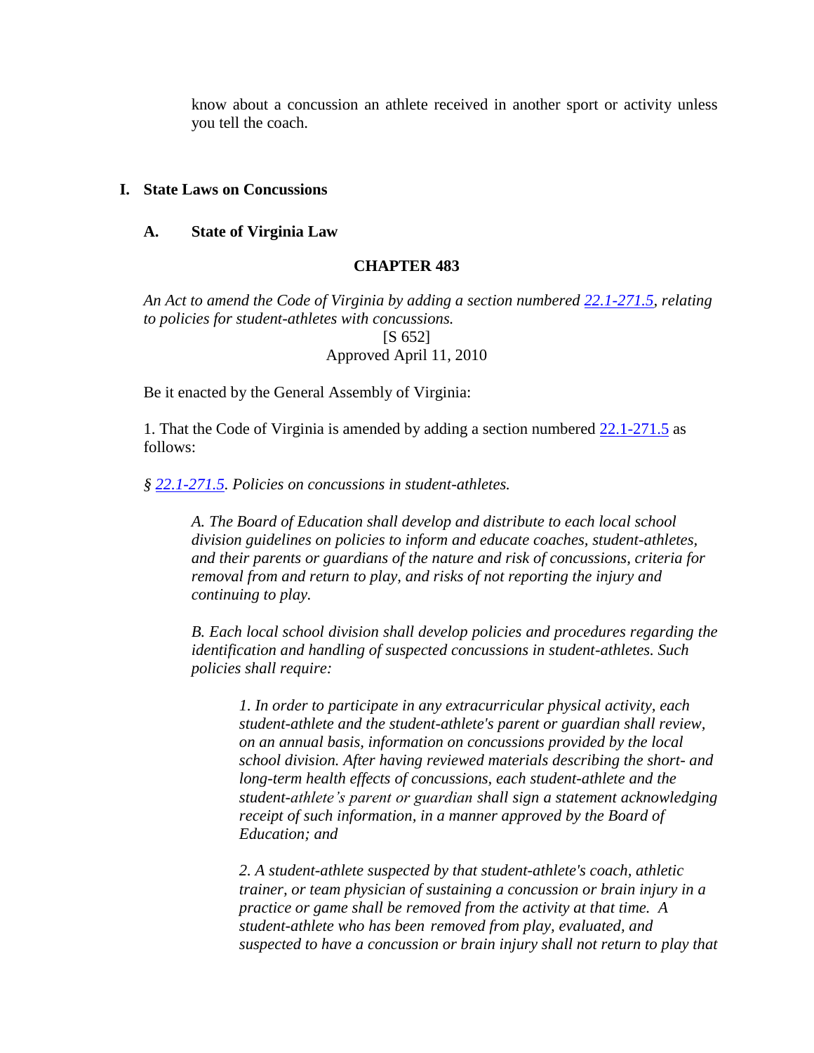know about a concussion an athlete received in another sport or activity unless you tell the coach.

## I. State Laws on Concussions

### A. State of Virginia Law

**CHAPTER 483**

*An Act to amend the Code of Virginia by adding a section numbered [22.1-271.5](), relating to policies for student-athletes with concussions.*

[S 652]

Approved April 11, 2010

Be it enacted by the General Assembly of Virginia:

1. That the Code of Virginia is amended by adding a section numbered [22.1-271.5]() as follows:

*§ [22.1-271.5](). Policies on concussions in student-athletes.*

*A. The Board of Education shall develop and distribute to each local school division guidelines on policies to inform and educate coaches, student-athletes, and their parents or guardians of the nature and risk of concussions, criteria for removal from and return to play, and risks of not reporting the injury and continuing to play.*

*B. Each local school division shall develop policies and procedures regarding the identification and handling of suspected concussions in student-athletes. Such policies shall require:*

*1. In order to participate in any extracurricular physical activity, each student-athlete and the student-athlete's parent or guardian shall review, on an annual basis, information on concussions provided by the local school division. After having reviewed materials describing the short- and long-term health effects of concussions, each student-athlete and the student-athlete's parent or guardian shall sign a statement acknowledging receipt of such information, in a manner approved by the Board of Education; and*

*2. A student-athlete suspected by that student-athlete's coach, athletic trainer, or team physician of sustaining a concussion or brain injury in a practice or game shall be removed from the activity at that time. A student-athlete who has been removed from play, evaluated, and suspected to have a concussion or brain injury shall not return to play that*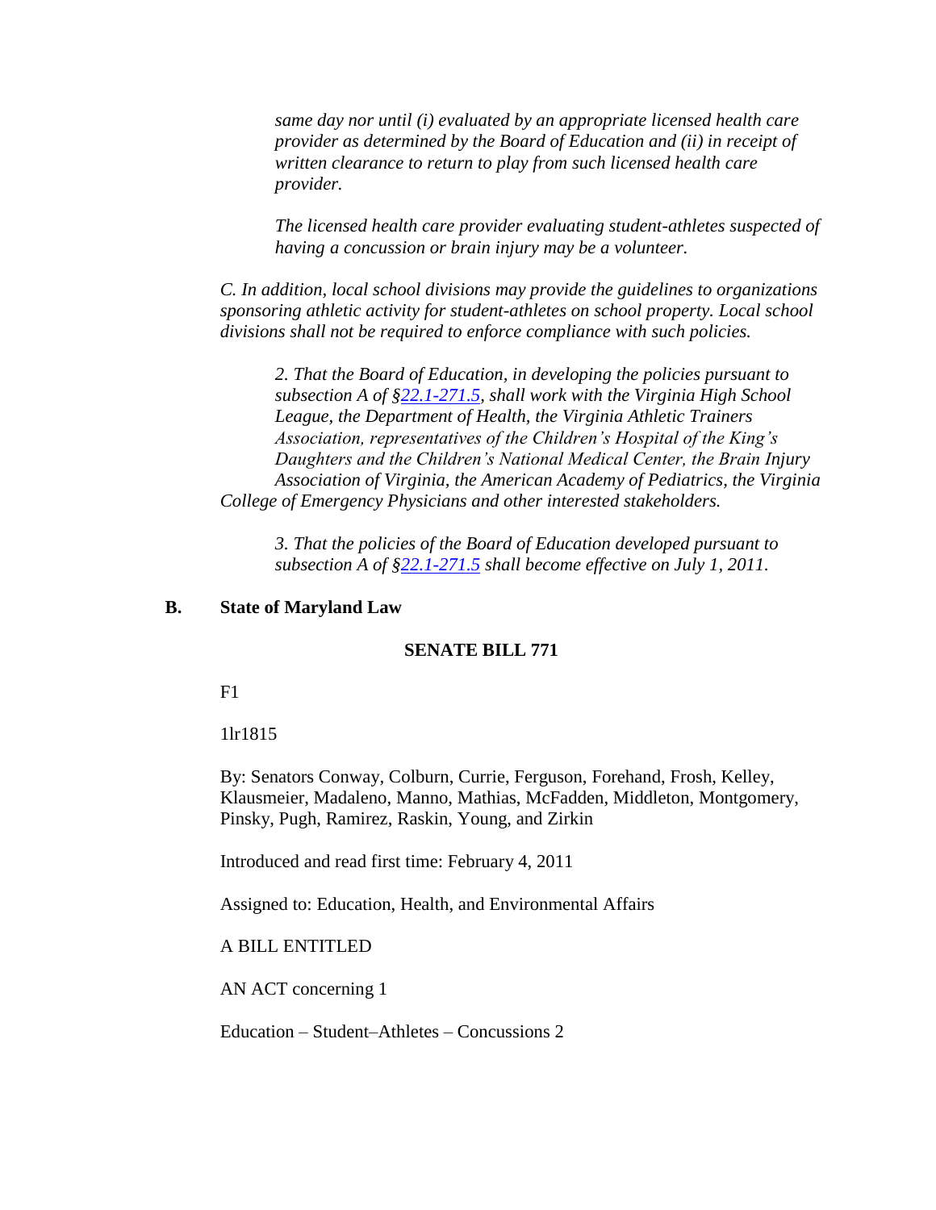*same day nor until (i) evaluated by an appropriate licensed health care provider as determined by the Board of Education and (ii) in receipt of written clearance to return to play from such licensed health care provider.*

*The licensed health care provider evaluating student-athletes suspected of having a concussion or brain injury may be a volunteer.*

*C. In addition, local school divisions may provide the guidelines to organizations sponsoring athletic activity for student-athletes on school property. Local school divisions shall not be required to enforce compliance with such policies.*

*2. That the Board of Education, in developing the policies pursuant to subsection A of §22.1-271.5, shall work with the Virginia High School League, the Department of Health, the Virginia Athletic Trainers Association, representatives of the Children's Hospital of the King's Daughters and the Children's National Medical Center, the Brain Injury Association of Virginia, the American Academy of Pediatrics, the Virginia College of Emergency Physicians and other interested stakeholders.*

*3. That the policies of the Board of Education developed pursuant to subsection A of §22.1-271.5 shall become effective on July 1, 2011.*

## B. State of Maryland Law

### SENATE BILL 771

F1

1lr1815

By: Senators Conway, Colburn, Currie, Ferguson, Forehand, Frosh, Kelley, Klausmeier, Madaleno, Manno, Mathias, McFadden, Middleton, Montgomery, Pinsky, Pugh, Ramirez, Raskin, Young, and Zirkin

Introduced and read first time: February 4, 2011

Assigned to: Education, Health, and Environmental Affairs

A BILL ENTITLED

AN ACT concerning 1

Education – Student–Athletes – Concussions 2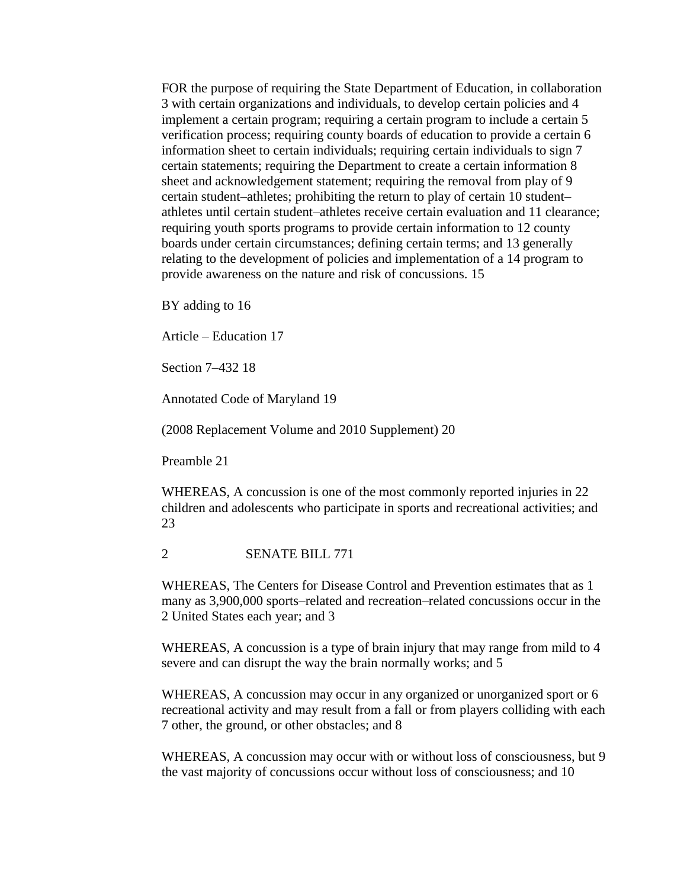FOR the purpose of requiring the State Department of Education, in collaboration 3 with certain organizations and individuals, to develop certain policies and 4 implement a certain program; requiring a certain program to include a certain 5 verification process; requiring county boards of education to provide a certain 6 information sheet to certain individuals; requiring certain individuals to sign 7 certain statements; requiring the Department to create a certain information 8 sheet and acknowledgement statement; requiring the removal from play of 9 certain student–athletes; prohibiting the return to play of certain 10 student–athletes until certain student–athletes receive certain evaluation and 11 clearance; requiring youth sports programs to provide certain information to 12 county boards under certain circumstances; defining certain terms; and 13 generally relating to the development of policies and implementation of a 14 program to provide awareness on the nature and risk of concussions. 15

BY adding to 16

Article – Education 17

Section 7–432 18

Annotated Code of Maryland 19

(2008 Replacement Volume and 2010 Supplement) 20

Preamble 21

WHEREAS, A concussion is one of the most commonly reported injuries in 22 children and adolescents who participate in sports and recreational activities; and 23

2 SENATE BILL 771

WHEREAS, The Centers for Disease Control and Prevention estimates that as 1 many as 3,900,000 sports–related and recreation–related concussions occur in the 2 United States each year; and 3

WHEREAS, A concussion is a type of brain injury that may range from mild to 4 severe and can disrupt the way the brain normally works; and 5

WHEREAS, A concussion may occur in any organized or unorganized sport or 6 recreational activity and may result from a fall or from players colliding with each 7 other, the ground, or other obstacles; and 8

WHEREAS, A concussion may occur with or without loss of consciousness, but 9 the vast majority of concussions occur without loss of consciousness; and 10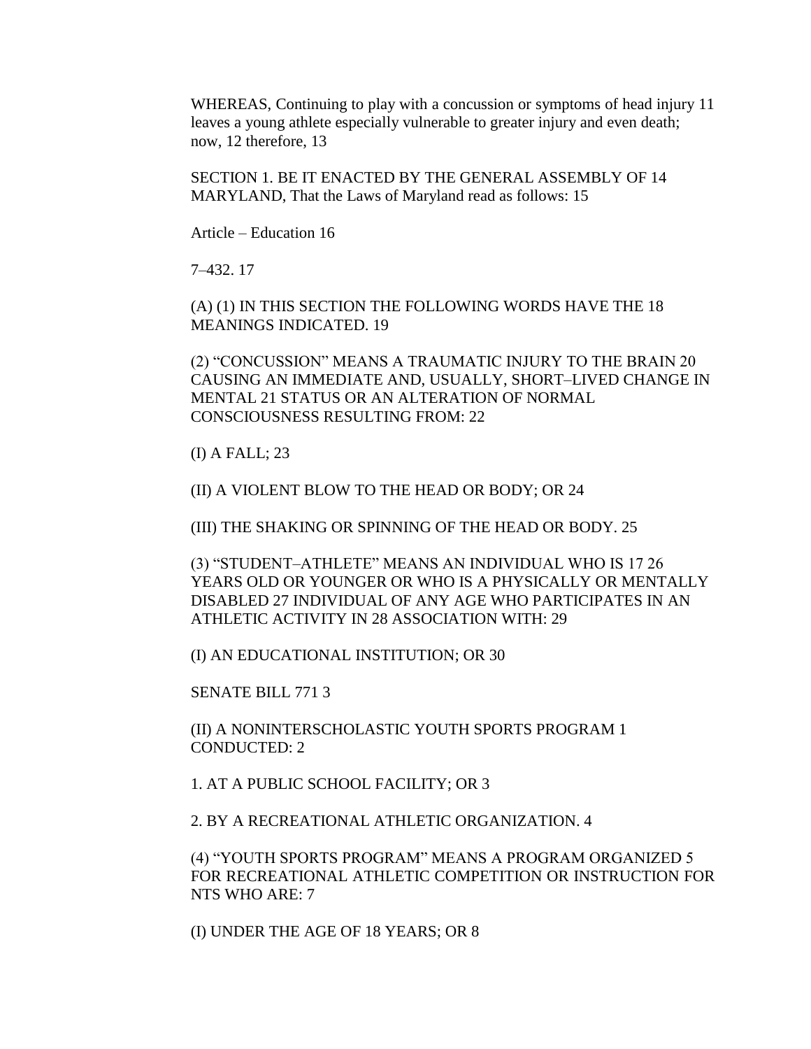WHEREAS, Continuing to play with a concussion or symptoms of head injury 11 leaves a young athlete especially vulnerable to greater injury and even death; now, 12 therefore, 13

SECTION 1. BE IT ENACTED BY THE GENERAL ASSEMBLY OF 14 MARYLAND, That the Laws of Maryland read as follows: 15

Article – Education 16

7–432. 17

(A) (1) IN THIS SECTION THE FOLLOWING WORDS HAVE THE 18 MEANINGS INDICATED. 19

(2) "CONCUSSION" MEANS A TRAUMATIC INJURY TO THE BRAIN 20 CAUSING AN IMMEDIATE AND, USUALLY, SHORT–LIVED CHANGE IN MENTAL 21 STATUS OR AN ALTERATION OF NORMAL CONSCIOUSNESS RESULTING FROM: 22

(I) A FALL; 23

(II) A VIOLENT BLOW TO THE HEAD OR BODY; OR 24

(III) THE SHAKING OR SPINNING OF THE HEAD OR BODY. 25

(3) "STUDENT–ATHLETE" MEANS AN INDIVIDUAL WHO IS 17 26 YEARS OLD OR YOUNGER OR WHO IS A PHYSICALLY OR MENTALLY DISABLED 27 INDIVIDUAL OF ANY AGE WHO PARTICIPATES IN AN ATHLETIC ACTIVITY IN 28 ASSOCIATION WITH: 29

(I) AN EDUCATIONAL INSTITUTION; OR 30

SENATE BILL 771 3

(II) A NONINTERSCHOLASTIC YOUTH SPORTS PROGRAM 1 CONDUCTED: 2

1. AT A PUBLIC SCHOOL FACILITY; OR 3

2. BY A RECREATIONAL ATHLETIC ORGANIZATION. 4

(4) "YOUTH SPORTS PROGRAM" MEANS A PROGRAM ORGANIZED 5 FOR RECREATIONAL ATHLETIC COMPETITION OR INSTRUCTION FOR NTS WHO ARE: 7

(I) UNDER THE AGE OF 18 YEARS; OR 8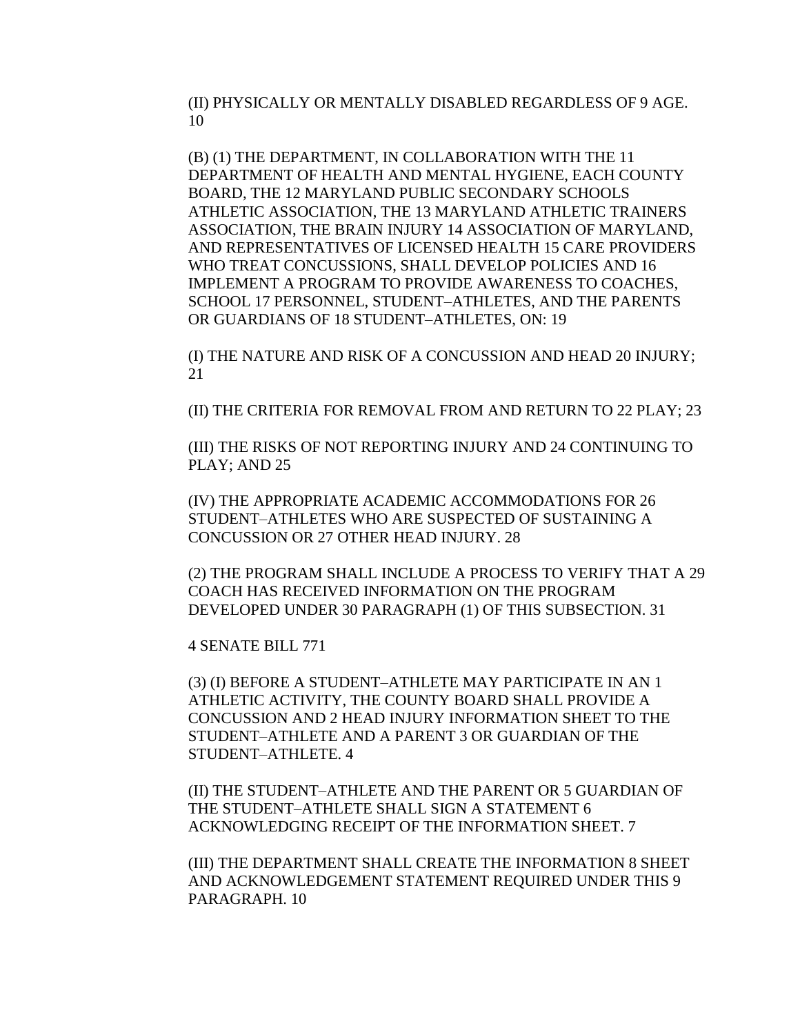(II) PHYSICALLY OR MENTALLY DISABLED REGARDLESS OF 9 AGE. 10

(B) (1) THE DEPARTMENT, IN COLLABORATION WITH THE 11 DEPARTMENT OF HEALTH AND MENTAL HYGIENE, EACH COUNTY BOARD, THE 12 MARYLAND PUBLIC SECONDARY SCHOOLS ATHLETIC ASSOCIATION, THE 13 MARYLAND ATHLETIC TRAINERS ASSOCIATION, THE BRAIN INJURY 14 ASSOCIATION OF MARYLAND, AND REPRESENTATIVES OF LICENSED HEALTH 15 CARE PROVIDERS WHO TREAT CONCUSSIONS, SHALL DEVELOP POLICIES AND 16 IMPLEMENT A PROGRAM TO PROVIDE AWARENESS TO COACHES, SCHOOL 17 PERSONNEL, STUDENT–ATHLETES, AND THE PARENTS OR GUARDIANS OF 18 STUDENT–ATHLETES, ON: 19

(I) THE NATURE AND RISK OF A CONCUSSION AND HEAD 20 INJURY; 21

(II) THE CRITERIA FOR REMOVAL FROM AND RETURN TO 22 PLAY; 23

(III) THE RISKS OF NOT REPORTING INJURY AND 24 CONTINUING TO PLAY; AND 25

(IV) THE APPROPRIATE ACADEMIC ACCOMMODATIONS FOR 26 STUDENT–ATHLETES WHO ARE SUSPECTED OF SUSTAINING A CONCUSSION OR 27 OTHER HEAD INJURY. 28

(2) THE PROGRAM SHALL INCLUDE A PROCESS TO VERIFY THAT A 29 COACH HAS RECEIVED INFORMATION ON THE PROGRAM DEVELOPED UNDER 30 PARAGRAPH (1) OF THIS SUBSECTION. 31

(3) (I) BEFORE A STUDENT–ATHLETE MAY PARTICIPATE IN AN 1 ATHLETIC ACTIVITY, THE COUNTY BOARD SHALL PROVIDE A CONCUSSION AND 2 HEAD INJURY INFORMATION SHEET TO THE STUDENT–ATHLETE AND A PARENT 3 OR GUARDIAN OF THE STUDENT–ATHLETE. 4

(II) THE STUDENT–ATHLETE AND THE PARENT OR 5 GUARDIAN OF THE STUDENT–ATHLETE SHALL SIGN A STATEMENT 6 ACKNOWLEDGING RECEIPT OF THE INFORMATION SHEET. 7

(III) THE DEPARTMENT SHALL CREATE THE INFORMATION 8 SHEET AND ACKNOWLEDGEMENT STATEMENT REQUIRED UNDER THIS 9 PARAGRAPH. 10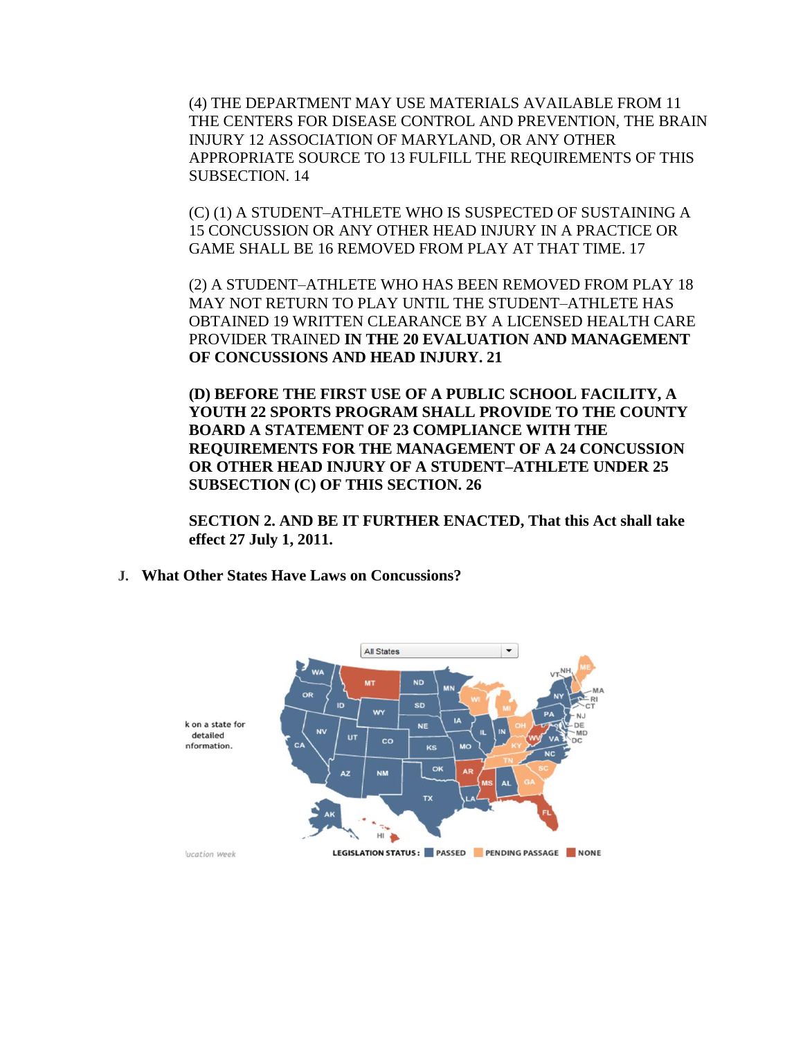(4) THE DEPARTMENT MAY USE MATERIALS AVAILABLE FROM 11 THE CENTERS FOR DISEASE CONTROL AND PREVENTION, THE BRAIN INJURY 12 ASSOCIATION OF MARYLAND, OR ANY OTHER APPROPRIATE SOURCE TO 13 FULFILL THE REQUIREMENTS OF THIS SUBSECTION. 14

(C) (1) A STUDENT–ATHLETE WHO IS SUSPECTED OF SUSTAINING A 15 CONCUSSION OR ANY OTHER HEAD INJURY IN A PRACTICE OR GAME SHALL BE 16 REMOVED FROM PLAY AT THAT TIME. 17

(2) A STUDENT–ATHLETE WHO HAS BEEN REMOVED FROM PLAY 18 MAY NOT RETURN TO PLAY UNTIL THE STUDENT–ATHLETE HAS OBTAINED 19 WRITTEN CLEARANCE BY A LICENSED HEALTH CARE PROVIDER TRAINED **IN THE 20 EVALUATION AND MANAGEMENT OF CONCUSSIONS AND HEAD INJURY. 21**

**(D) BEFORE THE FIRST USE OF A PUBLIC SCHOOL FACILITY, A YOUTH 22 SPORTS PROGRAM SHALL PROVIDE TO THE COUNTY BOARD A STATEMENT OF 23 COMPLIANCE WITH THE REQUIREMENTS FOR THE MANAGEMENT OF A 24 CONCUSSION OR OTHER HEAD INJURY OF A STUDENT–ATHLETE UNDER 25 SUBSECTION (C) OF THIS SECTION. 26**

**SECTION 2. AND BE IT FURTHER ENACTED, That this Act shall take effect 27 July 1, 2011.**

### J. What Other States Have Laws on Concussions?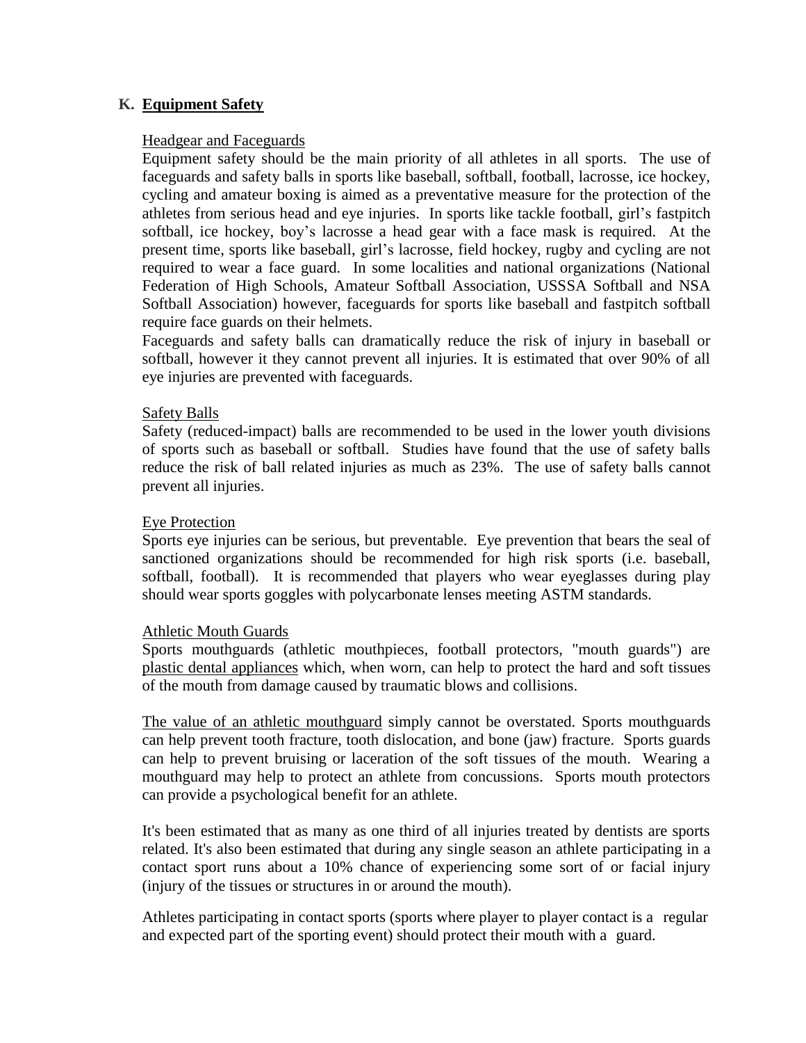## K. Equipment Safety

Headgear and Faceguards

Equipment safety should be the main priority of all athletes in all sports. The use of faceguards and safety balls in sports like baseball, softball, football, lacrosse, ice hockey, cycling and amateur boxing is aimed as a preventative measure for the protection of the athletes from serious head and eye injuries. In sports like tackle football, girl's fastpitch softball, ice hockey, boy's lacrosse a head gear with a face mask is required. At the present time, sports like baseball, girl's lacrosse, field hockey, rugby and cycling are not required to wear a face guard. In some localities and national organizations (National Federation of High Schools, Amateur Softball Association, USSSA Softball and NSA Softball Association) however, faceguards for sports like baseball and fastpitch softball require face guards on their helmets.

Faceguards and safety balls can dramatically reduce the risk of injury in baseball or softball, however it they cannot prevent all injuries. It is estimated that over 90% of all eye injuries are prevented with faceguards.

Safety Balls

Safety (reduced-impact) balls are recommended to be used in the lower youth divisions of sports such as baseball or softball. Studies have found that the use of safety balls reduce the risk of ball related injuries as much as 23%. The use of safety balls cannot prevent all injuries.

Eye Protection

Sports eye injuries can be serious, but preventable. Eye prevention that bears the seal of sanctioned organizations should be recommended for high risk sports (i.e. baseball, softball, football). It is recommended that players who wear eyeglasses during play should wear sports goggles with polycarbonate lenses meeting ASTM standards.

Athletic Mouth Guards

Sports mouthguards (athletic mouthpieces, football protectors, "mouth guards") are plastic dental appliances which, when worn, can help to protect the hard and soft tissues of the mouth from damage caused by traumatic blows and collisions.

The value of an athletic mouthguard simply cannot be overstated. Sports mouthguards can help prevent tooth fracture, tooth dislocation, and bone (jaw) fracture. Sports guards can help to prevent bruising or laceration of the soft tissues of the mouth. Wearing a mouthguard may help to protect an athlete from concussions. Sports mouth protectors can provide a psychological benefit for an athlete.

It's been estimated that as many as one third of all injuries treated by dentists are sports related. It's also been estimated that during any single season an athlete participating in a contact sport runs about a 10% chance of experiencing some sort of or facial injury (injury of the tissues or structures in or around the mouth).

Athletes participating in contact sports (sports where player to player contact is a regular and expected part of the sporting event) should protect their mouth with a guard.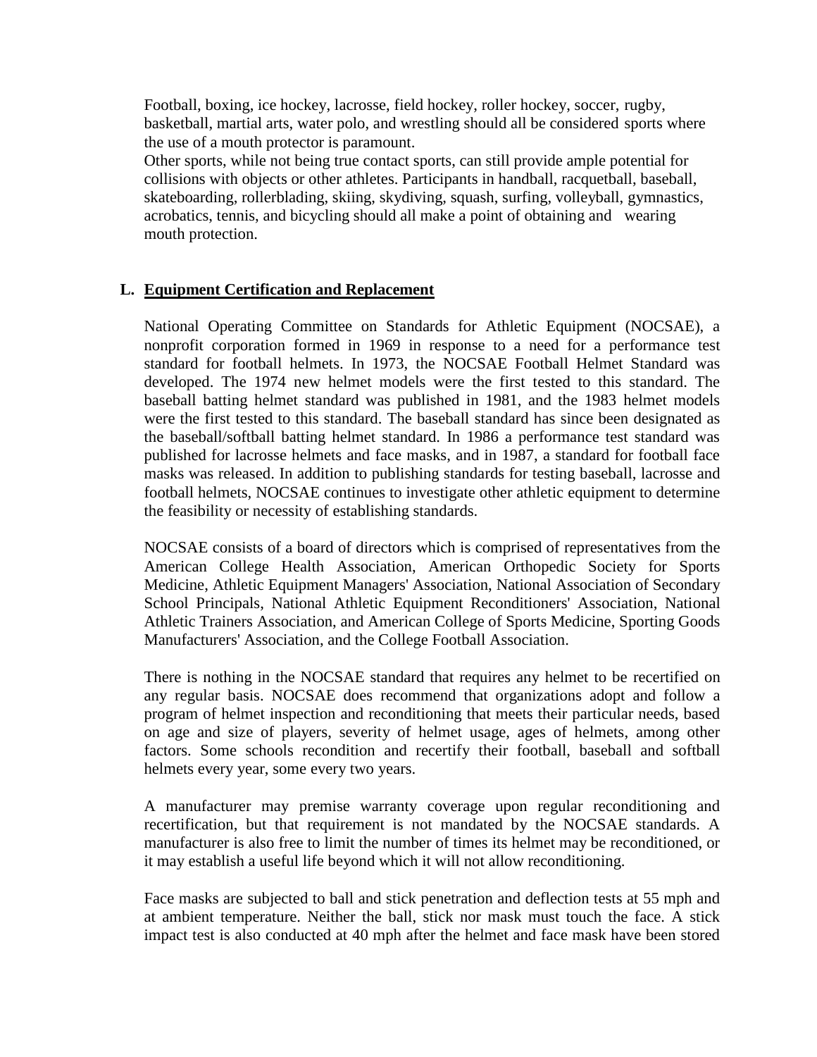Football, boxing, ice hockey, lacrosse, field hockey, roller hockey, soccer, rugby, basketball, martial arts, water polo, and wrestling should all be considered sports where the use of a mouth protector is paramount.

Other sports, while not being true contact sports, can still provide ample potential for collisions with objects or other athletes. Participants in handball, racquetball, baseball, skateboarding, rollerblading, skiing, skydiving, squash, surfing, volleyball, gymnastics, acrobatics, tennis, and bicycling should all make a point of obtaining and wearing mouth protection.

## L. Equipment Certification and Replacement

National Operating Committee on Standards for Athletic Equipment (NOCSAE), a nonprofit corporation formed in 1969 in response to a need for a performance test standard for football helmets. In 1973, the NOCSAE Football Helmet Standard was developed. The 1974 new helmet models were the first tested to this standard. The baseball batting helmet standard was published in 1981, and the 1983 helmet models were the first tested to this standard. The baseball standard has since been designated as the baseball/softball batting helmet standard. In 1986 a performance test standard was published for lacrosse helmets and face masks, and in 1987, a standard for football face masks was released. In addition to publishing standards for testing baseball, lacrosse and football helmets, NOCSAE continues to investigate other athletic equipment to determine the feasibility or necessity of establishing standards.

NOCSAE consists of a board of directors which is comprised of representatives from the American College Health Association, American Orthopedic Society for Sports Medicine, Athletic Equipment Managers' Association, National Association of Secondary School Principals, National Athletic Equipment Reconditioners' Association, National Athletic Trainers Association, and American College of Sports Medicine, Sporting Goods Manufacturers' Association, and the College Football Association.

There is nothing in the NOCSAE standard that requires any helmet to be recertified on any regular basis. NOCSAE does recommend that organizations adopt and follow a program of helmet inspection and reconditioning that meets their particular needs, based on age and size of players, severity of helmet usage, ages of helmets, among other factors. Some schools recondition and recertify their football, baseball and softball helmets every year, some every two years.

A manufacturer may premise warranty coverage upon regular reconditioning and recertification, but that requirement is not mandated by the NOCSAE standards. A manufacturer is also free to limit the number of times its helmet may be reconditioned, or it may establish a useful life beyond which it will not allow reconditioning.

Face masks are subjected to ball and stick penetration and deflection tests at 55 mph and at ambient temperature. Neither the ball, stick nor mask must touch the face. A stick impact test is also conducted at 40 mph after the helmet and face mask have been stored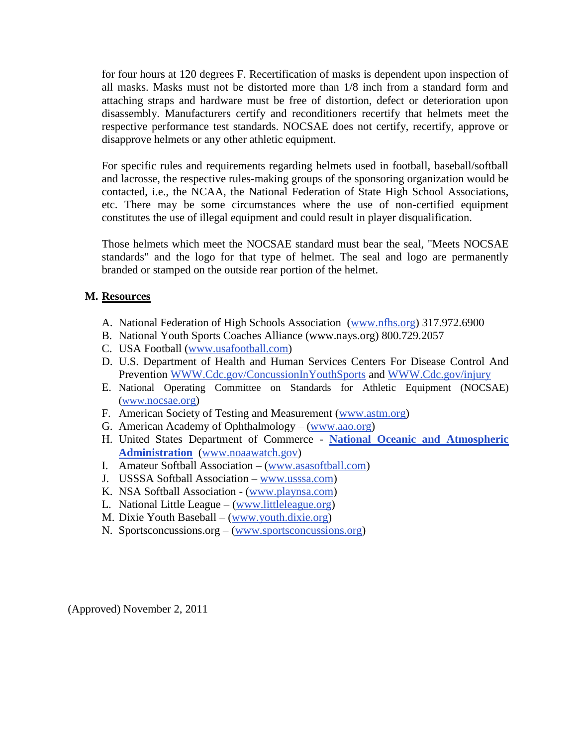for four hours at 120 degrees F. Recertification of masks is dependent upon inspection of all masks. Masks must not be distorted more than 1/8 inch from a standard form and attaching straps and hardware must be free of distortion, defect or deterioration upon disassembly. Manufacturers certify and reconditioners recertify that helmets meet the respective performance test standards. NOCSAE does not certify, recertify, approve or disapprove helmets or any other athletic equipment.

For specific rules and requirements regarding helmets used in football, baseball/softball and lacrosse, the respective rules-making groups of the sponsoring organization would be contacted, i.e., the NCAA, the National Federation of State High School Associations, etc. There may be some circumstances where the use of non-certified equipment constitutes the use of illegal equipment and could result in player disqualification.

Those helmets which meet the NOCSAE standard must bear the seal, "Meets NOCSAE standards" and the logo for that type of helmet. The seal and logo are permanently branded or stamped on the outside rear portion of the helmet.

## M. Resources

A. National Federation of High Schools Association (www.nfhs.org) 317.972.6900
B. National Youth Sports Coaches Alliance (www.nays.org) 800.729.2057
C. USA Football (www.usafootball.com)
D. U.S. Department of Health and Human Services Centers For Disease Control And Prevention WWW.Cdc.gov/ConcussionInYouthSports and WWW.Cdc.gov/injury
E. National Operating Committee on Standards for Athletic Equipment (NOCSAE) (www.nocsae.org)
F. American Society of Testing and Measurement (www.astm.org)
G. American Academy of Ophthalmology – (www.aao.org)
H. United States Department of Commerce - **National Oceanic and Atmospheric Administration** (www.noaawatch.gov)
I. Amateur Softball Association – (www.asasoftball.com)
J. USSSA Softball Association – www.usssa.com)
K. NSA Softball Association - (www.playnsa.com)
L. National Little League – (www.littleleague.org)
M. Dixie Youth Baseball – (www.youth.dixie.org)
N. Sportsconcussions.org – (www.sportsconcussions.org)

(Approved) November 2, 2011